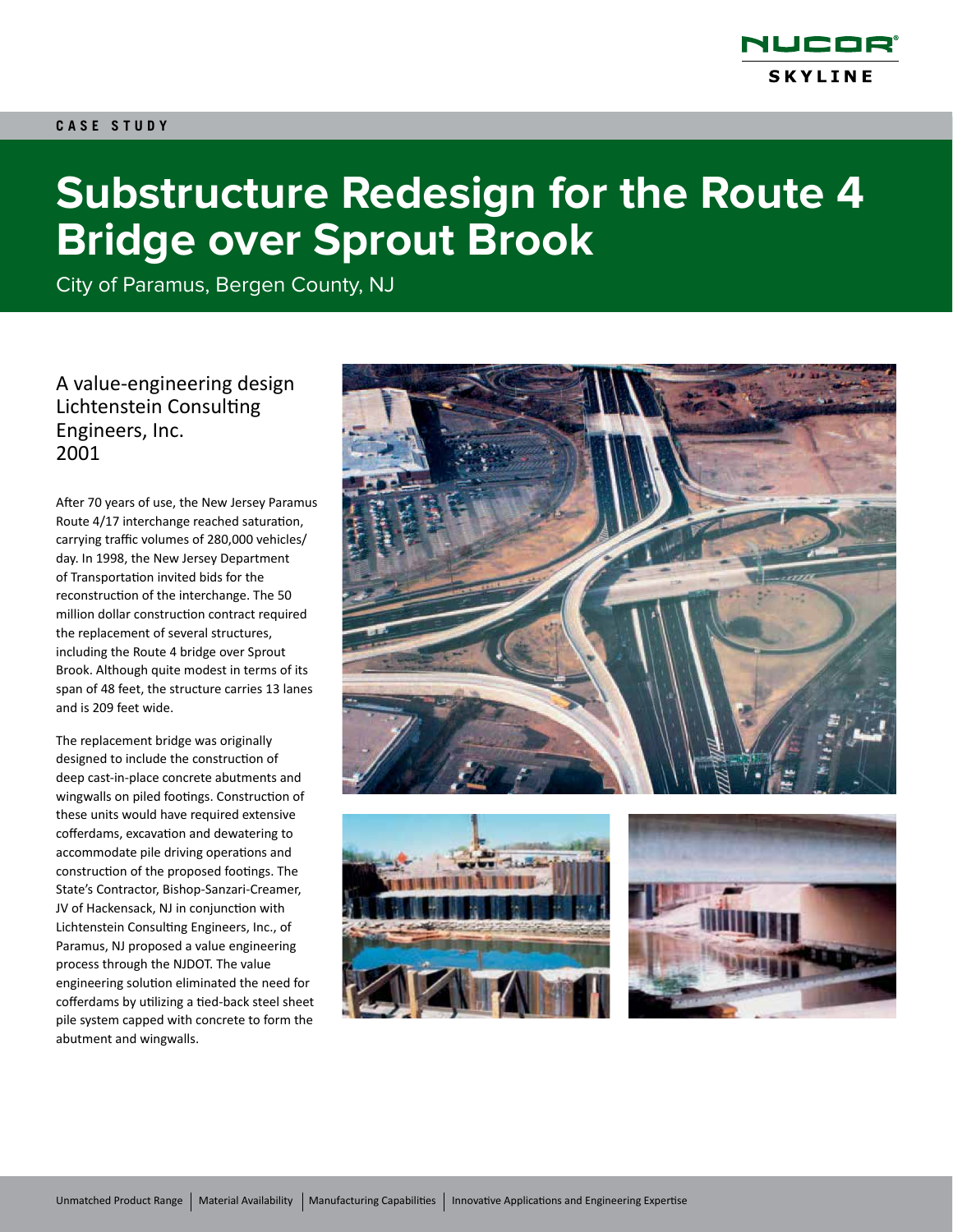CASE STUDY

# Substructure Redesign for the Route 4 Bridge over Sprout Brook

City of Paramus, Bergen County, NJ

A value-engineering design
Lichtenstein Consulting Engineers, Inc.
2001

After 70 years of use, the New Jersey Paramus Route 4/17 interchange reached saturation, carrying traffic volumes of 280,000 vehicles/day. In 1998, the New Jersey Department of Transportation invited bids for the reconstruction of the interchange. The 50 million dollar construction contract required the replacement of several structures, including the Route 4 bridge over Sprout Brook. Although quite modest in terms of its span of 48 feet, the structure carries 13 lanes and is 209 feet wide.

The replacement bridge was originally designed to include the construction of deep cast-in-place concrete abutments and wingwalls on piled footings. Construction of these units would have required extensive cofferdams, excavation and dewatering to accommodate pile driving operations and construction of the proposed footings. The State's Contractor, Bishop-Sanzari-Creamer, JV of Hackensack, NJ in conjunction with Lichtenstein Consulting Engineers, Inc., of Paramus, NJ proposed a value engineering process through the NJDOT. The value engineering solution eliminated the need for cofferdams by utilizing a tied-back steel sheet pile system capped with concrete to form the abutment and wingwalls.

Unmatched Product Range | Material Availability | Manufacturing Capabilities | Innovative Applications and Engineering Expertise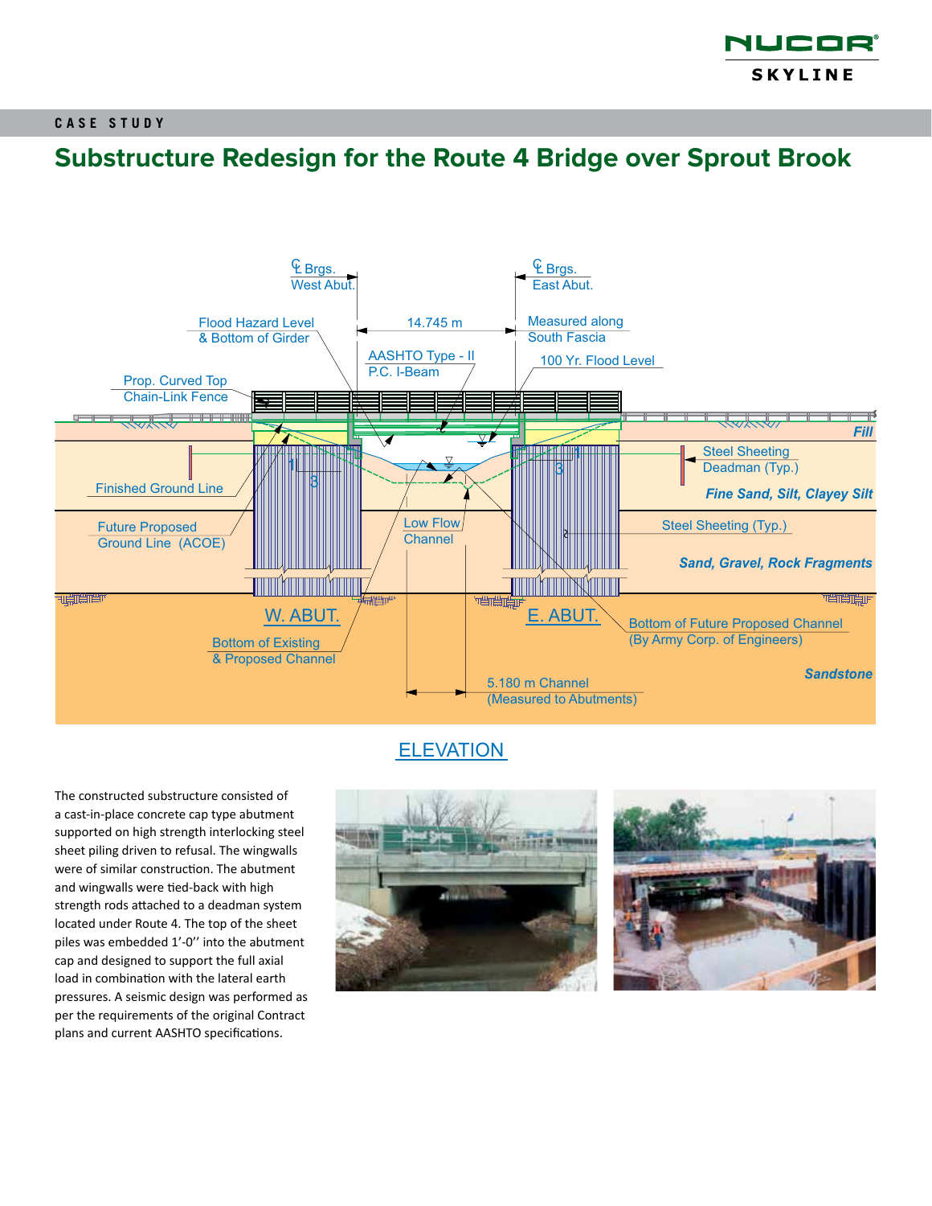CASE STUDY

# Substructure Redesign for the Route 4 Bridge over Sprout Brook

ELEVATION

The constructed substructure consisted of a cast-in-place concrete cap type abutment supported on high strength interlocking steel sheet piling driven to refusal. The wingwalls were of similar construction. The abutment and wingwalls were tied-back with high strength rods attached to a deadman system located under Route 4. The top of the sheet piles was embedded 1'-0'' into the abutment cap and designed to support the full axial load in combination with the lateral earth pressures. A seismic design was performed as per the requirements of the original Contract plans and current AASHTO specifications.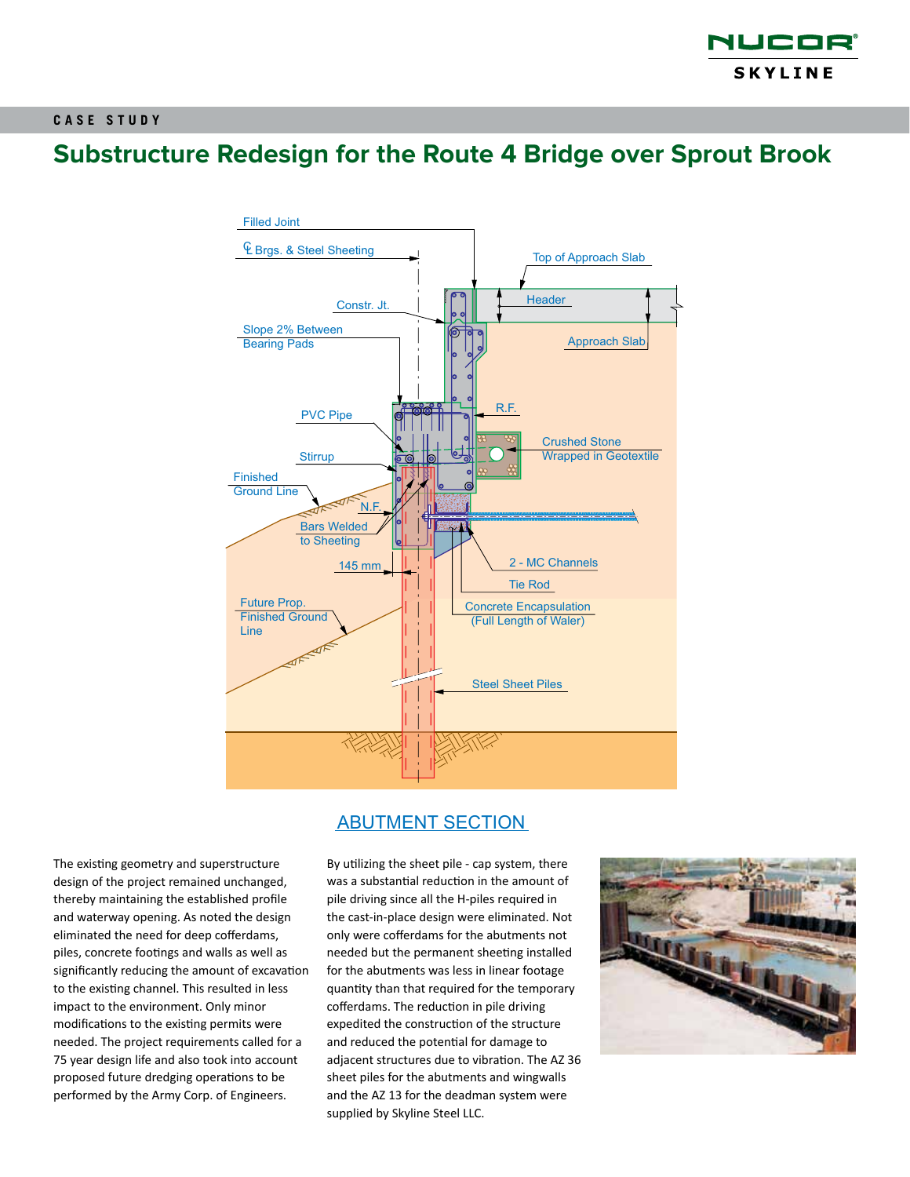CASE STUDY

# Substructure Redesign for the Route 4 Bridge over Sprout Brook

ABUTMENT SECTION

The existing geometry and superstructure design of the project remained unchanged, thereby maintaining the established profile and waterway opening. As noted the design eliminated the need for deep cofferdams, piles, concrete footings and walls as well as significantly reducing the amount of excavation to the existing channel. This resulted in less impact to the environment. Only minor modifications to the existing permits were needed. The project requirements called for a 75 year design life and also took into account proposed future dredging operations to be performed by the Army Corp. of Engineers.

By utilizing the sheet pile - cap system, there was a substantial reduction in the amount of pile driving since all the H-piles required in the cast-in-place design were eliminated. Not only were cofferdams for the abutments not needed but the permanent sheeting installed for the abutments was less in linear footage quantity than that required for the temporary cofferdams. The reduction in pile driving expedited the construction of the structure and reduced the potential for damage to adjacent structures due to vibration. The AZ 36 sheet piles for the abutments and wingwalls and the AZ 13 for the deadman system were supplied by Skyline Steel LLC.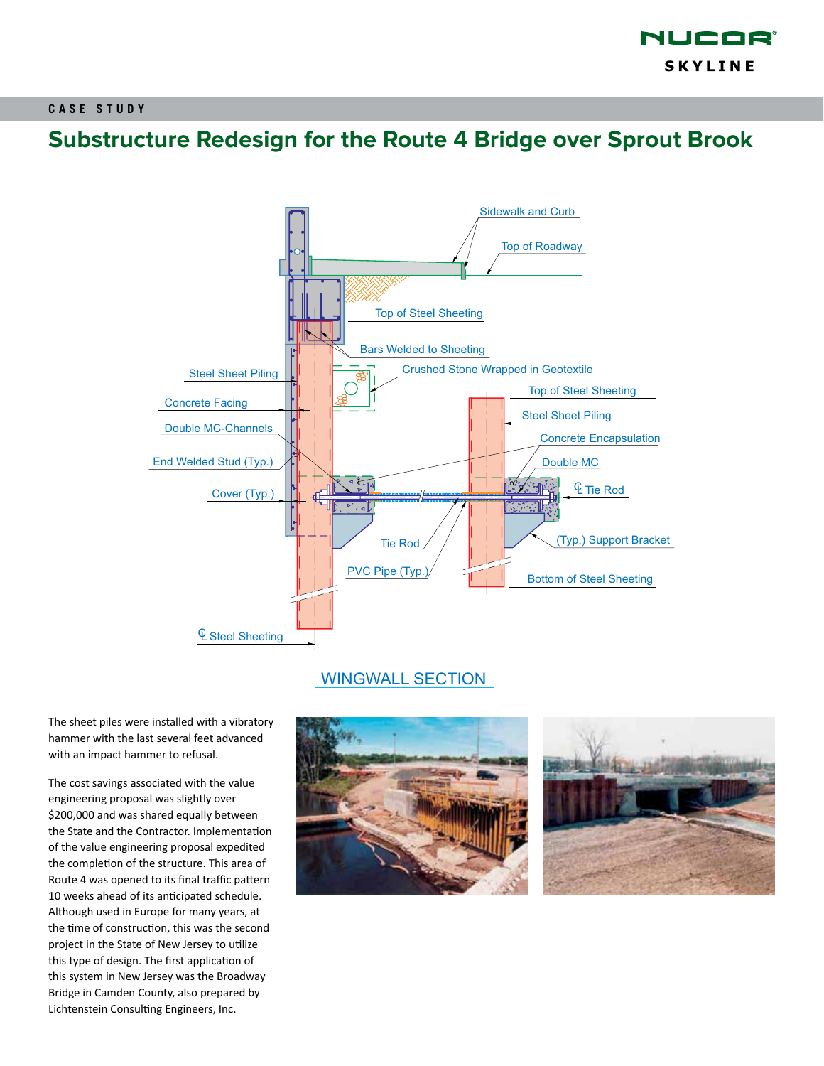CASE STUDY

# Substructure Redesign for the Route 4 Bridge over Sprout Brook

Sidewalk and Curb

Top of Roadway

Top of Steel Sheeting

Bars Welded to Sheeting

Crushed Stone Wrapped in Geotextile

Steel Sheet Piling

Top of Steel Sheeting

Concrete Facing

Steel Sheet Piling

Double MC-Channels

Concrete Encapsulation

End Welded Stud (Typ.)

Double MC

℄ Tie Rod

Cover (Typ.)

(Typ.) Support Bracket

Tie Rod

PVC Pipe (Typ.)

Bottom of Steel Sheeting

℄ Steel Sheeting

WINGWALL SECTION

The sheet piles were installed with a vibratory hammer with the last several feet advanced with an impact hammer to refusal.

The cost savings associated with the value engineering proposal was slightly over $200,000 and was shared equally between the State and the Contractor. Implementation of the value engineering proposal expedited the completion of the structure. This area of Route 4 was opened to its final traffic pattern 10 weeks ahead of its anticipated schedule. Although used in Europe for many years, at the time of construction, this was the second project in the State of New Jersey to utilize this type of design. The first application of this system in New Jersey was the Broadway Bridge in Camden County, also prepared by Lichtenstein Consulting Engineers, Inc.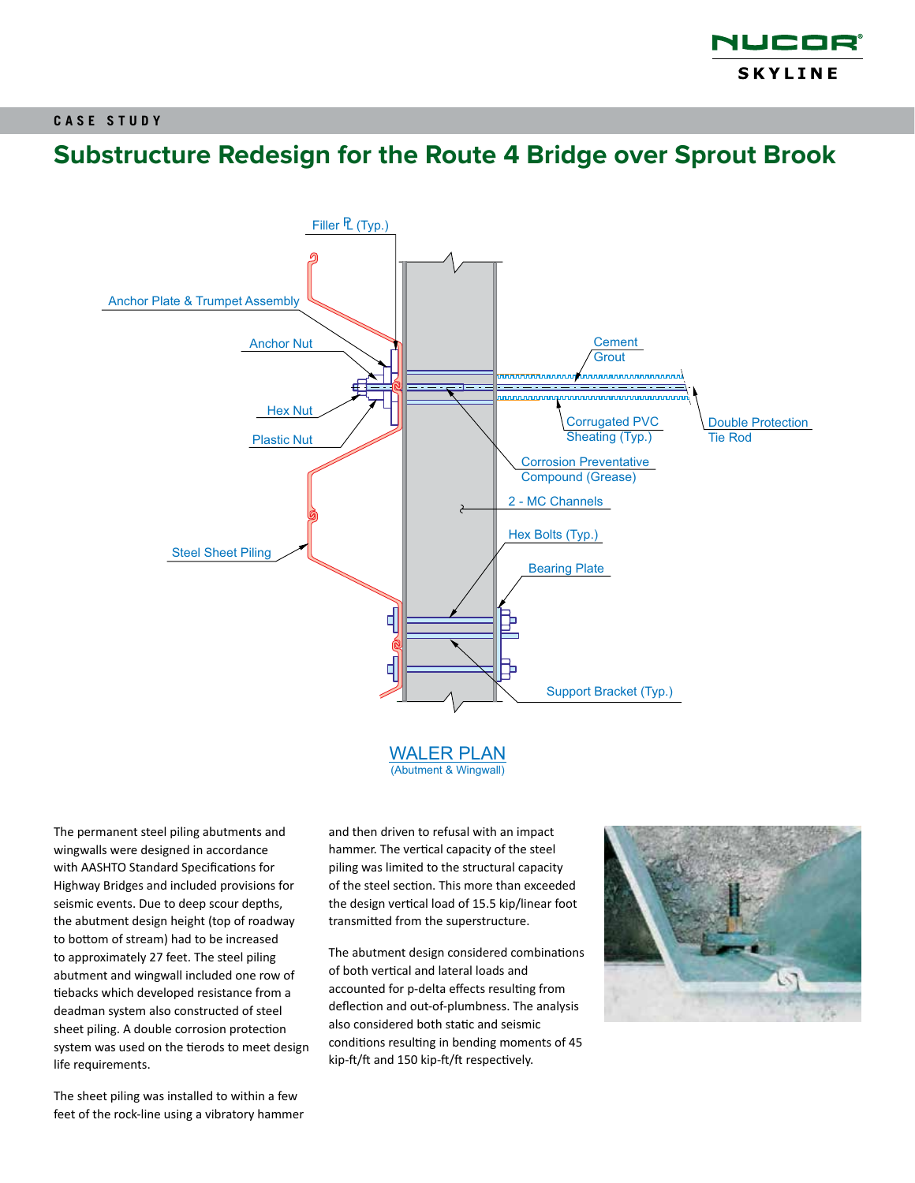CASE STUDY

# Substructure Redesign for the Route 4 Bridge over Sprout Brook

WALER PLAN
(Abutment & Wingwall)

The permanent steel piling abutments and wingwalls were designed in accordance with AASHTO Standard Specifications for Highway Bridges and included provisions for seismic events. Due to deep scour depths, the abutment design height (top of roadway to bottom of stream) had to be increased to approximately 27 feet. The steel piling abutment and wingwall included one row of tiebacks which developed resistance from a deadman system also constructed of steel sheet piling. A double corrosion protection system was used on the tierods to meet design life requirements.

The sheet piling was installed to within a few feet of the rock-line using a vibratory hammer and then driven to refusal with an impact hammer. The vertical capacity of the steel piling was limited to the structural capacity of the steel section. This more than exceeded the design vertical load of 15.5 kip/linear foot transmitted from the superstructure.

The abutment design considered combinations of both vertical and lateral loads and accounted for p-delta effects resulting from deflection and out-of-plumbness. The analysis also considered both static and seismic conditions resulting in bending moments of 45 kip-ft/ft and 150 kip-ft/ft respectively.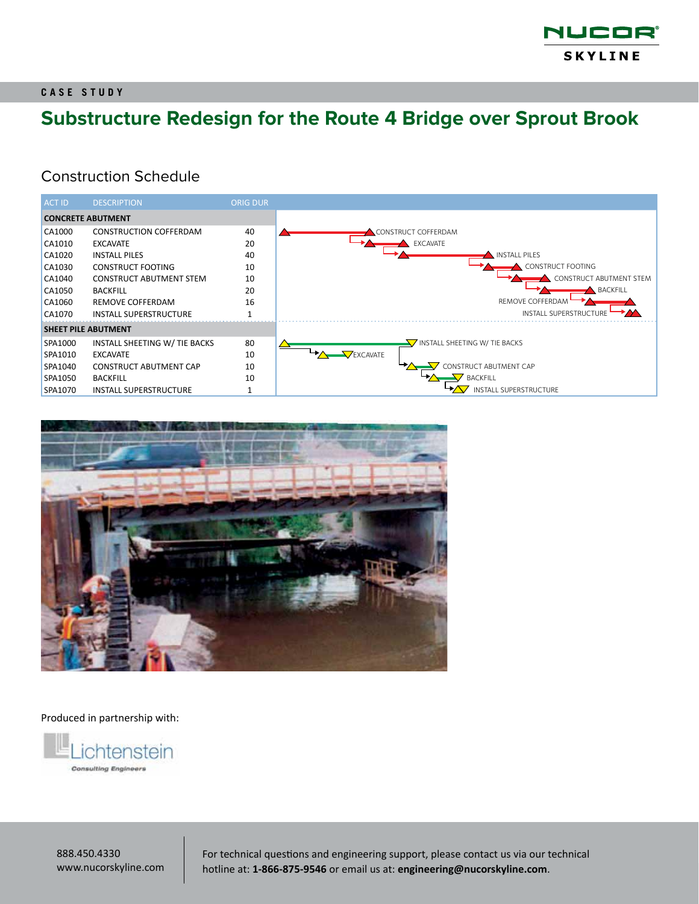CASE STUDY

# Substructure Redesign for the Route 4 Bridge over Sprout Brook

## Construction Schedule

| ACT ID | DESCRIPTION | ORIG DUR |
|---|---|---|
| **CONCRETE ABUTMENT** | | |
| CA1000 | CONSTRUCTION COFFERDAM | 40 |
| CA1010 | EXCAVATE | 20 |
| CA1020 | INSTALL PILES | 40 |
| CA1030 | CONSTRUCT FOOTING | 10 |
| CA1040 | CONSTRUCT ABUTMENT STEM | 10 |
| CA1050 | BACKFILL | 20 |
| CA1060 | REMOVE COFFERDAM | 16 |
| CA1070 | INSTALL SUPERSTRUCTURE | 1 |
| **SHEET PILE ABUTMENT** | | |
| SPA1000 | INSTALL SHEETING W/ TIE BACKS | 80 |
| SPA1010 | EXCAVATE | 10 |
| SPA1040 | CONSTRUCT ABUTMENT CAP | 10 |
| SPA1050 | BACKFILL | 10 |
| SPA1070 | INSTALL SUPERSTRUCTURE | 1 |

CONSTRUCT COFFERDAM
EXCAVATE
INSTALL PILES
CONSTRUCT FOOTING
CONSTRUCT ABUTMENT STEM
BACKFILL
REMOVE COFFERDAM
INSTALL SUPERSTRUCTURE

INSTALL SHEETING W/ TIE BACKS
EXCAVATE
CONSTRUCT ABUTMENT CAP
BACKFILL
INSTALL SUPERSTRUCTURE

Produced in partnership with:

Lichtenstein Consulting Engineers

888.450.4330
www.nucorskyline.com

For technical questions and engineering support, please contact us via our technical hotline at: **1-866-875-9546** or email us at: **engineering@nucorskyline.com**.